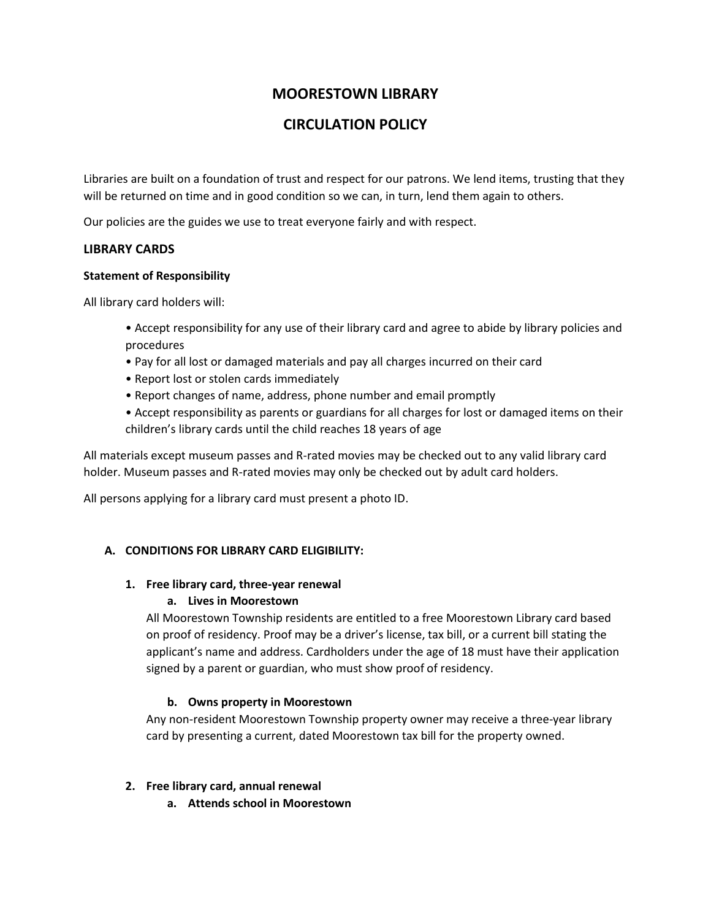# MOORESTOWN LIBRARY

# CIRCULATION POLICY

Libraries are built on a foundation of trust and respect for our patrons. We lend items, trusting that they will be returned on time and in good condition so we can, in turn, lend them again to others.

Our policies are the guides we use to treat everyone fairly and with respect.

## LIBRARY CARDS

### Statement of Responsibility

All library card holders will:

- Accept responsibility for any use of their library card and agree to abide by library policies and procedures
- Pay for all lost or damaged materials and pay all charges incurred on their card
- Report lost or stolen cards immediately
- Report changes of name, address, phone number and email promptly
- Accept responsibility as parents or guardians for all charges for lost or damaged items on their children's library cards until the child reaches 18 years of age

All materials except museum passes and R-rated movies may be checked out to any valid library card holder. Museum passes and R-rated movies may only be checked out by adult card holders.

All persons applying for a library card must present a photo ID.

### A. CONDITIONS FOR LIBRARY CARD ELIGIBILITY:

#### 1. Free library card, three-year renewal

**a. Lives in Moorestown**

All Moorestown Township residents are entitled to a free Moorestown Library card based on proof of residency. Proof may be a driver's license, tax bill, or a current bill stating the applicant's name and address. Cardholders under the age of 18 must have their application signed by a parent or guardian, who must show proof of residency.

**b. Owns property in Moorestown**

Any non-resident Moorestown Township property owner may receive a three-year library card by presenting a current, dated Moorestown tax bill for the property owned.

#### 2. Free library card, annual renewal

**a. Attends school in Moorestown**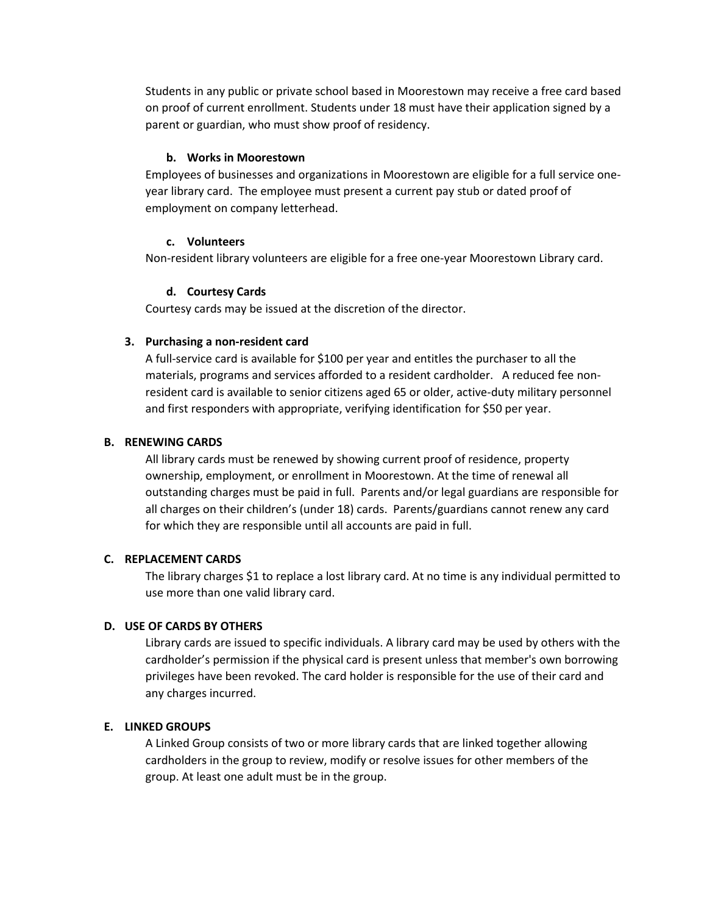Students in any public or private school based in Moorestown may receive a free card based on proof of current enrollment. Students under 18 must have their application signed by a parent or guardian, who must show proof of residency.

**b. Works in Moorestown**

Employees of businesses and organizations in Moorestown are eligible for a full service one-year library card. The employee must present a current pay stub or dated proof of employment on company letterhead.

**c. Volunteers**

Non-resident library volunteers are eligible for a free one-year Moorestown Library card.

**d. Courtesy Cards**

Courtesy cards may be issued at the discretion of the director.

**3. Purchasing a non-resident card**

A full-service card is available for $100 per year and entitles the purchaser to all the materials, programs and services afforded to a resident cardholder. A reduced fee non-resident card is available to senior citizens aged 65 or older, active-duty military personnel and first responders with appropriate, verifying identification for $50 per year.

**B. RENEWING CARDS**

All library cards must be renewed by showing current proof of residence, property ownership, employment, or enrollment in Moorestown. At the time of renewal all outstanding charges must be paid in full. Parents and/or legal guardians are responsible for all charges on their children's (under 18) cards. Parents/guardians cannot renew any card for which they are responsible until all accounts are paid in full.

**C. REPLACEMENT CARDS**

The library charges $1 to replace a lost library card. At no time is any individual permitted to use more than one valid library card.

**D. USE OF CARDS BY OTHERS**

Library cards are issued to specific individuals. A library card may be used by others with the cardholder's permission if the physical card is present unless that member's own borrowing privileges have been revoked. The card holder is responsible for the use of their card and any charges incurred.

**E. LINKED GROUPS**

A Linked Group consists of two or more library cards that are linked together allowing cardholders in the group to review, modify or resolve issues for other members of the group. At least one adult must be in the group.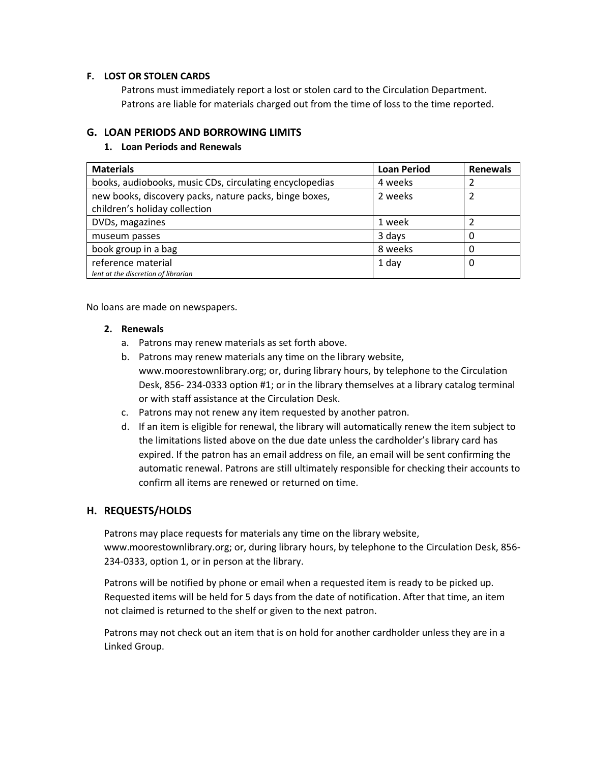### F. LOST OR STOLEN CARDS

Patrons must immediately report a lost or stolen card to the Circulation Department. Patrons are liable for materials charged out from the time of loss to the time reported.

## G. LOAN PERIODS AND BORROWING LIMITS

### 1. Loan Periods and Renewals

| Materials | Loan Period | Renewals |
|---|---|---|
| books, audiobooks, music CDs, circulating encyclopedias | 4 weeks | 2 |
| new books, discovery packs, nature packs, binge boxes, children's holiday collection | 2 weeks | 2 |
| DVDs, magazines | 1 week | 2 |
| museum passes | 3 days | 0 |
| book group in a bag | 8 weeks | 0 |
| reference material *lent at the discretion of librarian* | 1 day | 0 |

No loans are made on newspapers.

### 2. Renewals

a. Patrons may renew materials as set forth above.

b. Patrons may renew materials any time on the library website, www.moorestownlibrary.org; or, during library hours, by telephone to the Circulation Desk, 856- 234-0333 option #1; or in the library themselves at a library catalog terminal or with staff assistance at the Circulation Desk.

c. Patrons may not renew any item requested by another patron.

d. If an item is eligible for renewal, the library will automatically renew the item subject to the limitations listed above on the due date unless the cardholder's library card has expired. If the patron has an email address on file, an email will be sent confirming the automatic renewal. Patrons are still ultimately responsible for checking their accounts to confirm all items are renewed or returned on time.

## H. REQUESTS/HOLDS

Patrons may place requests for materials any time on the library website, www.moorestownlibrary.org; or, during library hours, by telephone to the Circulation Desk, 856-234-0333, option 1, or in person at the library.

Patrons will be notified by phone or email when a requested item is ready to be picked up. Requested items will be held for 5 days from the date of notification. After that time, an item not claimed is returned to the shelf or given to the next patron.

Patrons may not check out an item that is on hold for another cardholder unless they are in a Linked Group.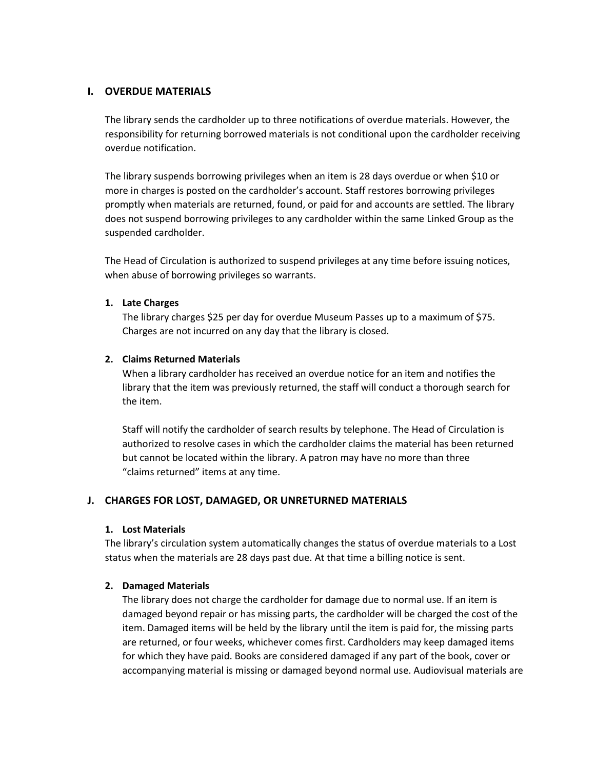## I. OVERDUE MATERIALS

The library sends the cardholder up to three notifications of overdue materials. However, the responsibility for returning borrowed materials is not conditional upon the cardholder receiving overdue notification.

The library suspends borrowing privileges when an item is 28 days overdue or when $10 or more in charges is posted on the cardholder's account. Staff restores borrowing privileges promptly when materials are returned, found, or paid for and accounts are settled. The library does not suspend borrowing privileges to any cardholder within the same Linked Group as the suspended cardholder.

The Head of Circulation is authorized to suspend privileges at any time before issuing notices, when abuse of borrowing privileges so warrants.

### 1. Late Charges

The library charges $25 per day for overdue Museum Passes up to a maximum of $75. Charges are not incurred on any day that the library is closed.

### 2. Claims Returned Materials

When a library cardholder has received an overdue notice for an item and notifies the library that the item was previously returned, the staff will conduct a thorough search for the item.

Staff will notify the cardholder of search results by telephone. The Head of Circulation is authorized to resolve cases in which the cardholder claims the material has been returned but cannot be located within the library. A patron may have no more than three "claims returned" items at any time.

## J. CHARGES FOR LOST, DAMAGED, OR UNRETURNED MATERIALS

### 1. Lost Materials

The library's circulation system automatically changes the status of overdue materials to a Lost status when the materials are 28 days past due. At that time a billing notice is sent.

### 2. Damaged Materials

The library does not charge the cardholder for damage due to normal use. If an item is damaged beyond repair or has missing parts, the cardholder will be charged the cost of the item. Damaged items will be held by the library until the item is paid for, the missing parts are returned, or four weeks, whichever comes first. Cardholders may keep damaged items for which they have paid. Books are considered damaged if any part of the book, cover or accompanying material is missing or damaged beyond normal use. Audiovisual materials are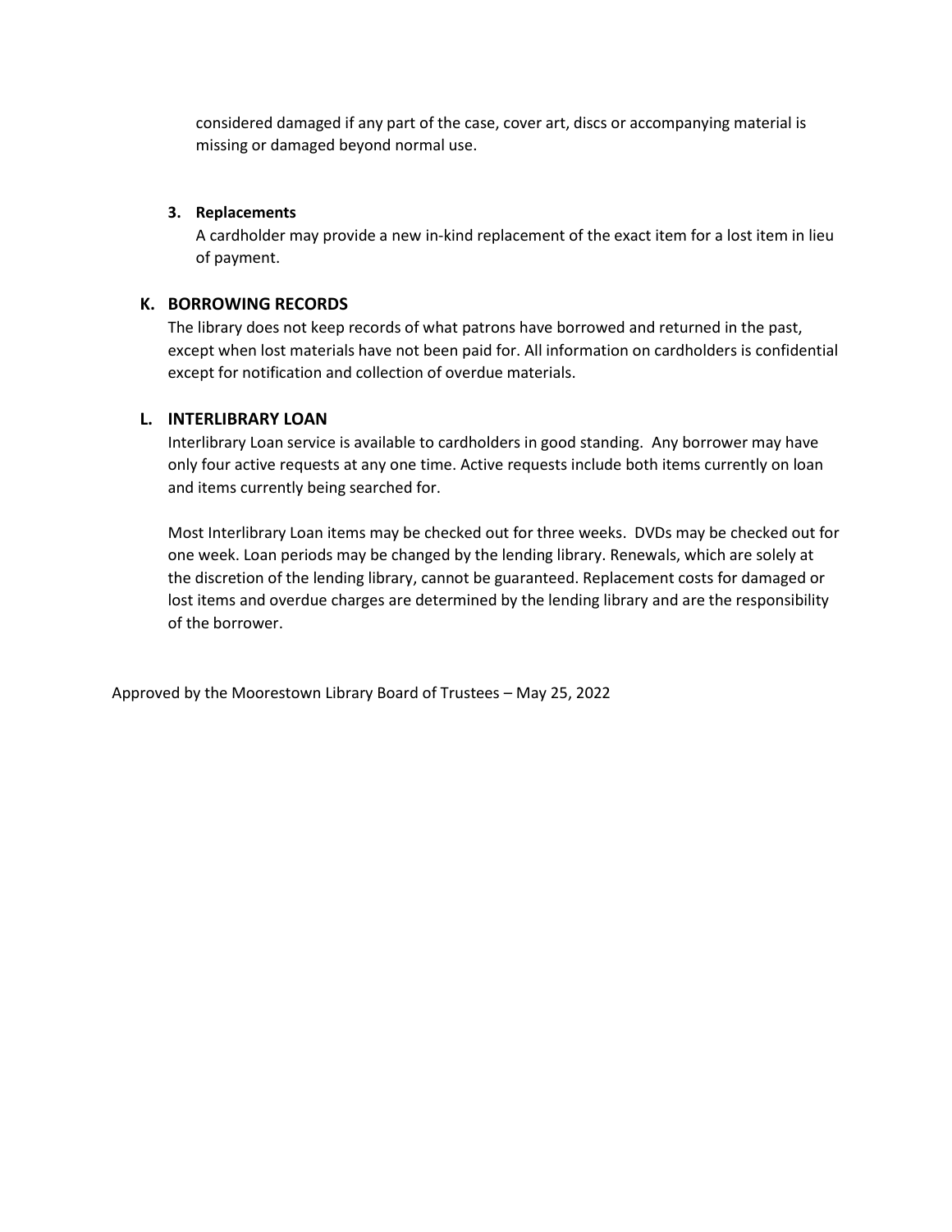considered damaged if any part of the case, cover art, discs or accompanying material is missing or damaged beyond normal use.

3. **Replacements**
   A cardholder may provide a new in-kind replacement of the exact item for a lost item in lieu of payment.

## K. BORROWING RECORDS

The library does not keep records of what patrons have borrowed and returned in the past, except when lost materials have not been paid for. All information on cardholders is confidential except for notification and collection of overdue materials.

## L. INTERLIBRARY LOAN

Interlibrary Loan service is available to cardholders in good standing. Any borrower may have only four active requests at any one time. Active requests include both items currently on loan and items currently being searched for.

Most Interlibrary Loan items may be checked out for three weeks. DVDs may be checked out for one week. Loan periods may be changed by the lending library. Renewals, which are solely at the discretion of the lending library, cannot be guaranteed. Replacement costs for damaged or lost items and overdue charges are determined by the lending library and are the responsibility of the borrower.

Approved by the Moorestown Library Board of Trustees – May 25, 2022